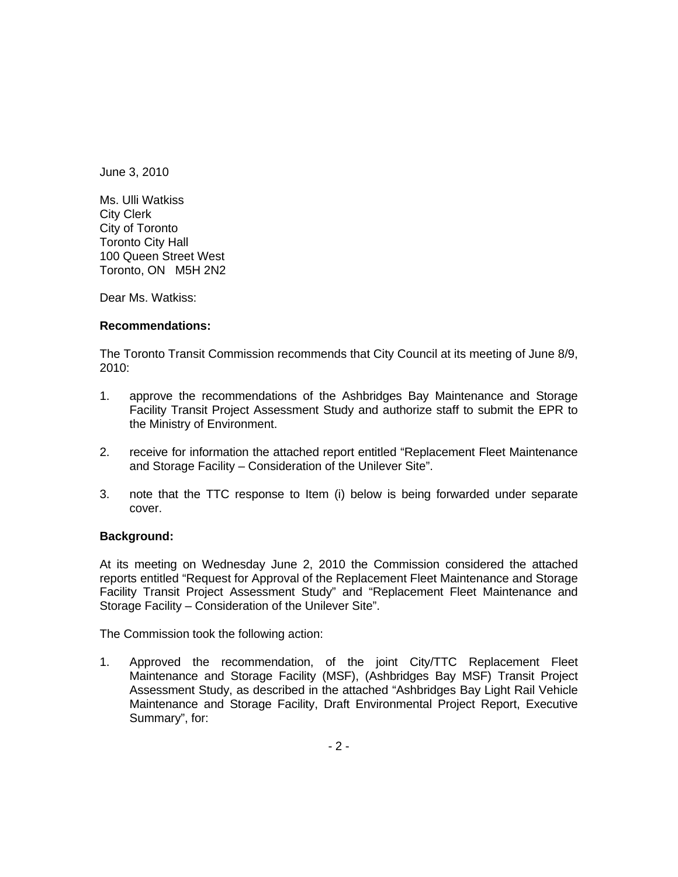June 3, 2010

Ms. Ulli Watkiss
City Clerk
City of Toronto
Toronto City Hall
100 Queen Street West
Toronto, ON M5H 2N2

Dear Ms. Watkiss:

**Recommendations:**

The Toronto Transit Commission recommends that City Council at its meeting of June 8/9, 2010:

1. approve the recommendations of the Ashbridges Bay Maintenance and Storage Facility Transit Project Assessment Study and authorize staff to submit the EPR to the Ministry of Environment.

2. receive for information the attached report entitled "Replacement Fleet Maintenance and Storage Facility – Consideration of the Unilever Site".

3. note that the TTC response to Item (i) below is being forwarded under separate cover.

**Background:**

At its meeting on Wednesday June 2, 2010 the Commission considered the attached reports entitled "Request for Approval of the Replacement Fleet Maintenance and Storage Facility Transit Project Assessment Study" and "Replacement Fleet Maintenance and Storage Facility – Consideration of the Unilever Site".

The Commission took the following action:

1. Approved the recommendation, of the joint City/TTC Replacement Fleet Maintenance and Storage Facility (MSF), (Ashbridges Bay MSF) Transit Project Assessment Study, as described in the attached "Ashbridges Bay Light Rail Vehicle Maintenance and Storage Facility, Draft Environmental Project Report, Executive Summary", for: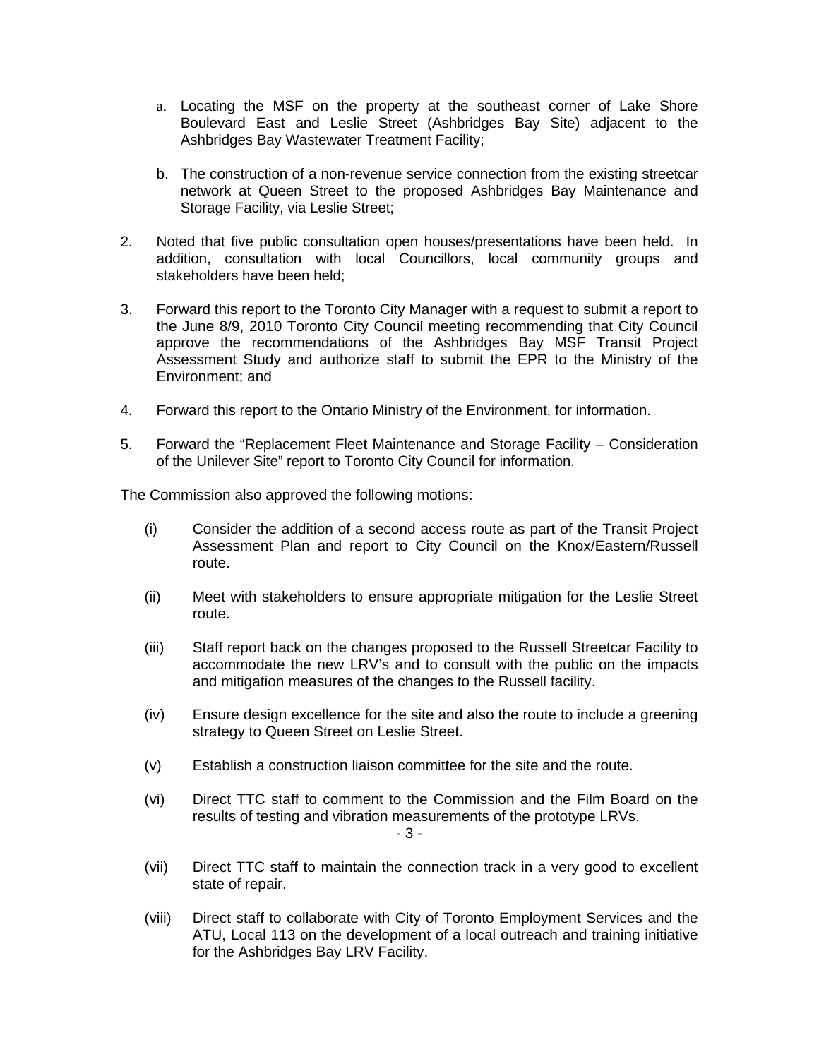a. Locating the MSF on the property at the southeast corner of Lake Shore Boulevard East and Leslie Street (Ashbridges Bay Site) adjacent to the Ashbridges Bay Wastewater Treatment Facility;

b. The construction of a non-revenue service connection from the existing streetcar network at Queen Street to the proposed Ashbridges Bay Maintenance and Storage Facility, via Leslie Street;

2. Noted that five public consultation open houses/presentations have been held. In addition, consultation with local Councillors, local community groups and stakeholders have been held;

3. Forward this report to the Toronto City Manager with a request to submit a report to the June 8/9, 2010 Toronto City Council meeting recommending that City Council approve the recommendations of the Ashbridges Bay MSF Transit Project Assessment Study and authorize staff to submit the EPR to the Ministry of the Environment; and

4. Forward this report to the Ontario Ministry of the Environment, for information.

5. Forward the "Replacement Fleet Maintenance and Storage Facility – Consideration of the Unilever Site" report to Toronto City Council for information.

The Commission also approved the following motions:

(i) Consider the addition of a second access route as part of the Transit Project Assessment Plan and report to City Council on the Knox/Eastern/Russell route.

(ii) Meet with stakeholders to ensure appropriate mitigation for the Leslie Street route.

(iii) Staff report back on the changes proposed to the Russell Streetcar Facility to accommodate the new LRV's and to consult with the public on the impacts and mitigation measures of the changes to the Russell facility.

(iv) Ensure design excellence for the site and also the route to include a greening strategy to Queen Street on Leslie Street.

(v) Establish a construction liaison committee for the site and the route.

(vi) Direct TTC staff to comment to the Commission and the Film Board on the results of testing and vibration measurements of the prototype LRVs.

(vii) Direct TTC staff to maintain the connection track in a very good to excellent state of repair.

(viii) Direct staff to collaborate with City of Toronto Employment Services and the ATU, Local 113 on the development of a local outreach and training initiative for the Ashbridges Bay LRV Facility.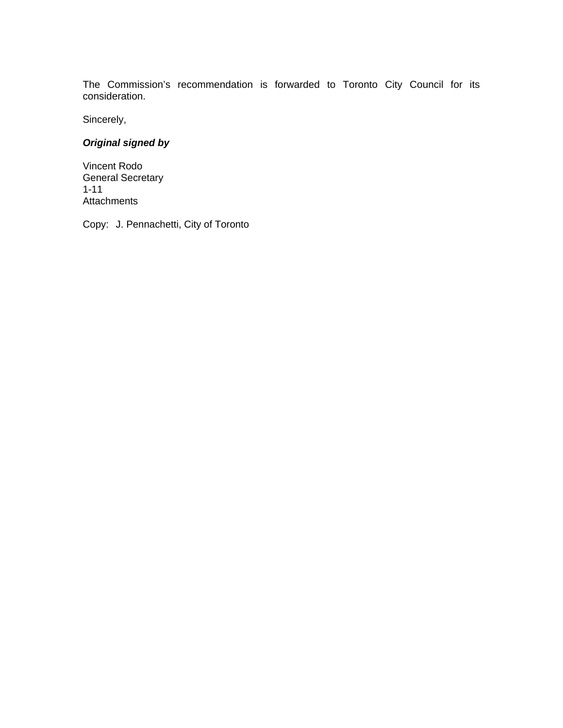The Commission's recommendation is forwarded to Toronto City Council for its consideration.

Sincerely,

***Original signed by***

Vincent Rodo
General Secretary
1-11
Attachments

Copy: J. Pennachetti, City of Toronto